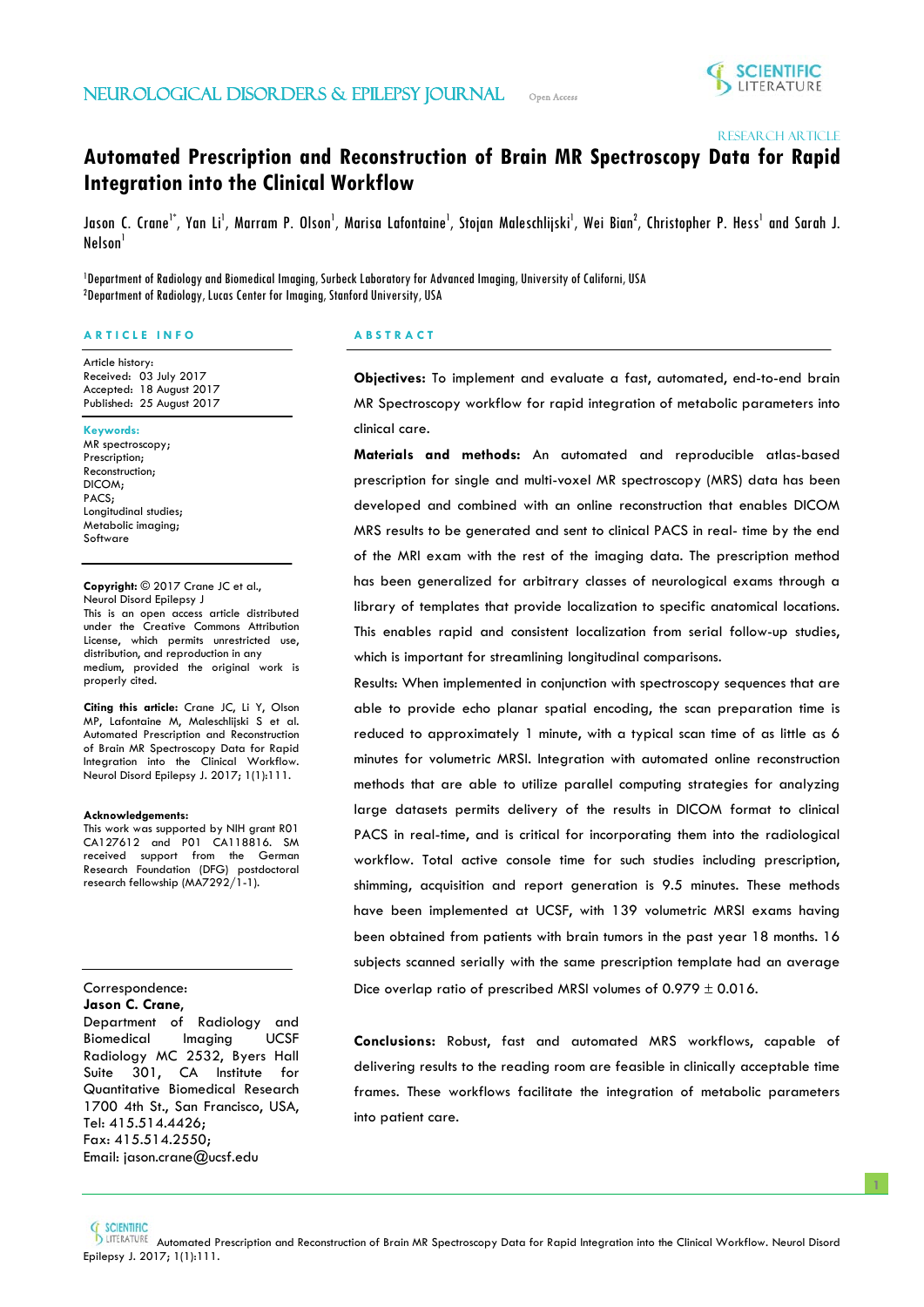Research Article

# Automated Prescription and Reconstruction of Brain MR Spectroscopy Data for Rapid Integration into the Clinical Workflow

Jason C. Crane[1*], Yan Li[1], Marram P. Olson[1], Marisa Lafontaine[1], Stojan Maleschlijski[1], Wei Bian[2], Christopher P. Hess[1] and Sarah J. Nelson[1]

[1]Department of Radiology and Biomedical Imaging, Surbeck Laboratory for Advanced Imaging, University of Californi, USA
[2]Department of Radiology, Lucas Center for Imaging, Stanford University, USA

## ARTICLE INFO

Article history:
Received: 03 July 2017
Accepted: 18 August 2017
Published: 25 August 2017

**Keywords:**
MR spectroscopy;
Prescription;
Reconstruction;
DICOM;
PACS;
Longitudinal studies;
Metabolic imaging;
Software

**Copyright:** © 2017 Crane JC et al., Neurol Disord Epilepsy J
This is an open access article distributed under the Creative Commons Attribution License, which permits unrestricted use, distribution, and reproduction in any medium, provided the original work is properly cited.

**Citing this article:** Crane JC, Li Y, Olson MP, Lafontaine M, Maleschlijski S et al. Automated Prescription and Reconstruction of Brain MR Spectroscopy Data for Rapid Integration into the Clinical Workflow. Neurol Disord Epilepsy J. 2017; 1(1):111.

**Acknowledgements:**
This work was supported by NIH grant R01 CA127612 and P01 CA118816. SM received support from the German Research Foundation (DFG) postdoctoral research fellowship (MA7292/1-1).

Correspondence:
**Jason C. Crane,**
Department of Radiology and Biomedical Imaging UCSF Radiology MC 2532, Byers Hall Suite 301, CA Institute for Quantitative Biomedical Research 1700 4th St., San Francisco, USA,
Tel: 415.514.4426;
Fax: 415.514.2550;
Email: jason.crane@ucsf.edu

## ABSTRACT

**Objectives:** To implement and evaluate a fast, automated, end-to-end brain MR Spectroscopy workflow for rapid integration of metabolic parameters into clinical care.

**Materials and methods:** An automated and reproducible atlas-based prescription for single and multi-voxel MR spectroscopy (MRS) data has been developed and combined with an online reconstruction that enables DICOM MRS results to be generated and sent to clinical PACS in real- time by the end of the MRI exam with the rest of the imaging data. The prescription method has been generalized for arbitrary classes of neurological exams through a library of templates that provide localization to specific anatomical locations. This enables rapid and consistent localization from serial follow-up studies, which is important for streamlining longitudinal comparisons.

Results: When implemented in conjunction with spectroscopy sequences that are able to provide echo planar spatial encoding, the scan preparation time is reduced to approximately 1 minute, with a typical scan time of as little as 6 minutes for volumetric MRSI. Integration with automated online reconstruction methods that are able to utilize parallel computing strategies for analyzing large datasets permits delivery of the results in DICOM format to clinical PACS in real-time, and is critical for incorporating them into the radiological workflow. Total active console time for such studies including prescription, shimming, acquisition and report generation is 9.5 minutes. These methods have been implemented at UCSF, with 139 volumetric MRSI exams having been obtained from patients with brain tumors in the past year 18 months. 16 subjects scanned serially with the same prescription template had an average Dice overlap ratio of prescribed MRSI volumes of 0.979 ± 0.016.

**Conclusions:** Robust, fast and automated MRS workflows, capable of delivering results to the reading room are feasible in clinically acceptable time frames. These workflows facilitate the integration of metabolic parameters into patient care.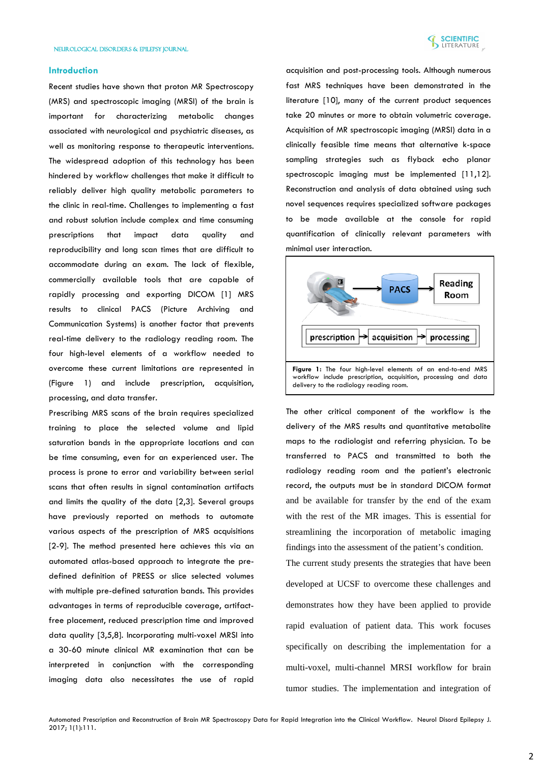## Introduction

Recent studies have shown that proton MR Spectroscopy (MRS) and spectroscopic imaging (MRSI) of the brain is important for characterizing metabolic changes associated with neurological and psychiatric diseases, as well as monitoring response to therapeutic interventions. The widespread adoption of this technology has been hindered by workflow challenges that make it difficult to reliably deliver high quality metabolic parameters to the clinic in real-time. Challenges to implementing a fast and robust solution include complex and time consuming prescriptions that impact data quality and reproducibility and long scan times that are difficult to accommodate during an exam. The lack of flexible, commercially available tools that are capable of rapidly processing and exporting DICOM [1] MRS results to clinical PACS (Picture Archiving and Communication Systems) is another factor that prevents real-time delivery to the radiology reading room. The four high-level elements of a workflow needed to overcome these current limitations are represented in (Figure 1) and include prescription, acquisition, processing, and data transfer.

Prescribing MRS scans of the brain requires specialized training to place the selected volume and lipid saturation bands in the appropriate locations and can be time consuming, even for an experienced user. The process is prone to error and variability between serial scans that often results in signal contamination artifacts and limits the quality of the data [2,3]. Several groups have previously reported on methods to automate various aspects of the prescription of MRS acquisitions [2-9]. The method presented here achieves this via an automated atlas-based approach to integrate the pre-defined definition of PRESS or slice selected volumes with multiple pre-defined saturation bands. This provides advantages in terms of reproducible coverage, artifact-free placement, reduced prescription time and improved data quality [3,5,8]. Incorporating multi-voxel MRSI into a 30-60 minute clinical MR examination that can be interpreted in conjunction with the corresponding imaging data also necessitates the use of rapid acquisition and post-processing tools. Although numerous fast MRS techniques have been demonstrated in the literature [10], many of the current product sequences take 20 minutes or more to obtain volumetric coverage. Acquisition of MR spectroscopic imaging (MRSI) data in a clinically feasible time means that alternative k-space sampling strategies such as flyback echo planar spectroscopic imaging must be implemented [11,12]. Reconstruction and analysis of data obtained using such novel sequences requires specialized software packages to be made available at the console for rapid quantification of clinically relevant parameters with minimal user interaction.

**Figure 1:** The four high-level elements of an end-to-end MRS workflow include prescription, acquisition, processing and data delivery to the radiology reading room.

The other critical component of the workflow is the delivery of the MRS results and quantitative metabolite maps to the radiologist and referring physician. To be transferred to PACS and transmitted to both the radiology reading room and the patient's electronic record, the outputs must be in standard DICOM format and be available for transfer by the end of the exam with the rest of the MR images. This is essential for streamlining the incorporation of metabolic imaging findings into the assessment of the patient's condition.

The current study presents the strategies that have been developed at UCSF to overcome these challenges and demonstrates how they have been applied to provide rapid evaluation of patient data. This work focuses specifically on describing the implementation for a multi-voxel, multi-channel MRSI workflow for brain tumor studies. The implementation and integration of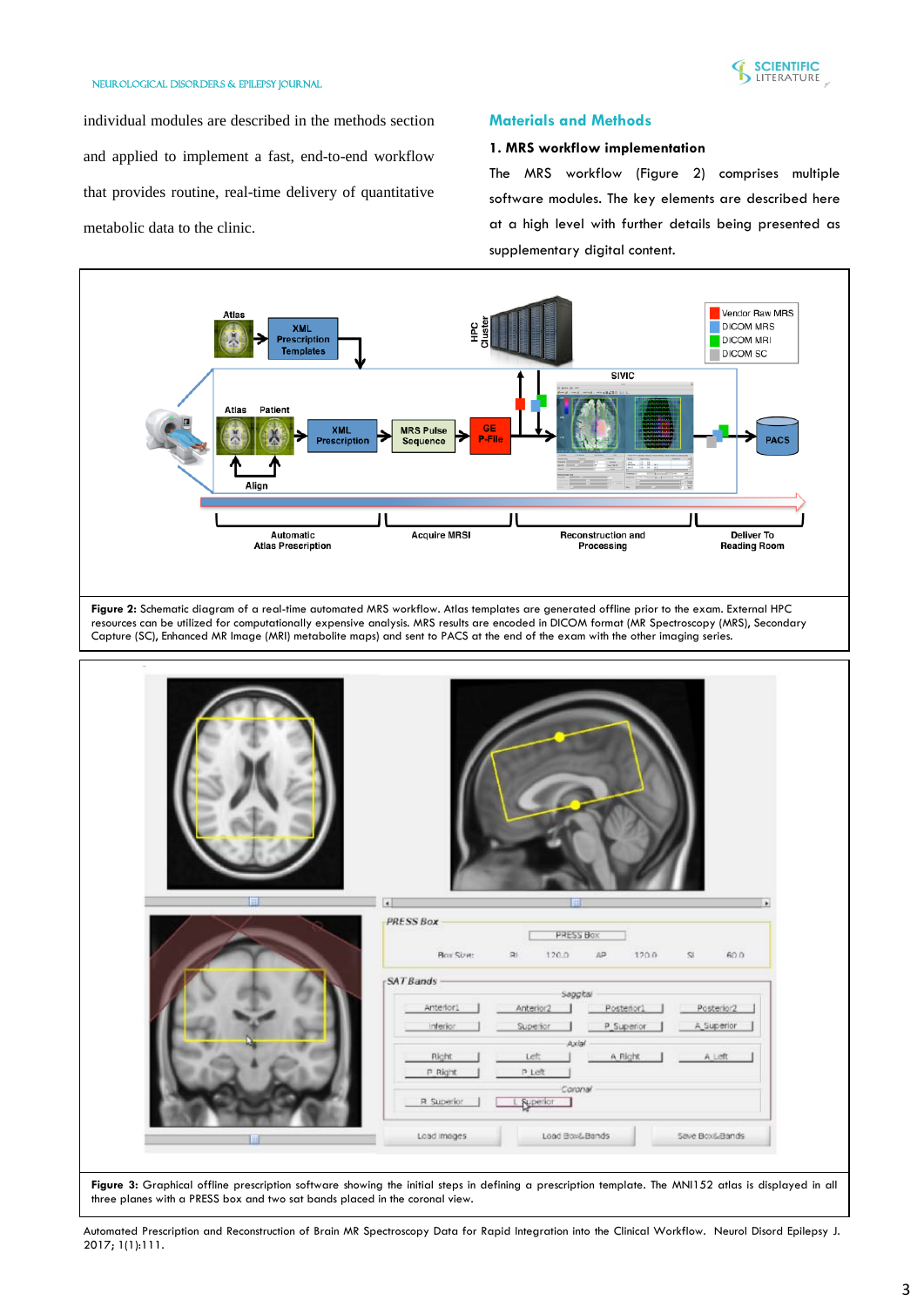individual modules are described in the methods section and applied to implement a fast, end-to-end workflow that provides routine, real-time delivery of quantitative metabolic data to the clinic.

## Materials and Methods

### 1. MRS workflow implementation

The MRS workflow (Figure 2) comprises multiple software modules. The key elements are described here at a high level with further details being presented as supplementary digital content.

**Figure 2:** Schematic diagram of a real-time automated MRS workflow. Atlas templates are generated offline prior to the exam. External HPC resources can be utilized for computationally expensive analysis. MRS results are encoded in DICOM format (MR Spectroscopy (MRS), Secondary Capture (SC), Enhanced MR Image (MRI) metabolite maps) and sent to PACS at the end of the exam with the other imaging series.

**Figure 3:** Graphical offline prescription software showing the initial steps in defining a prescription template. The MNI152 atlas is displayed in all three planes with a PRESS box and two sat bands placed in the coronal view.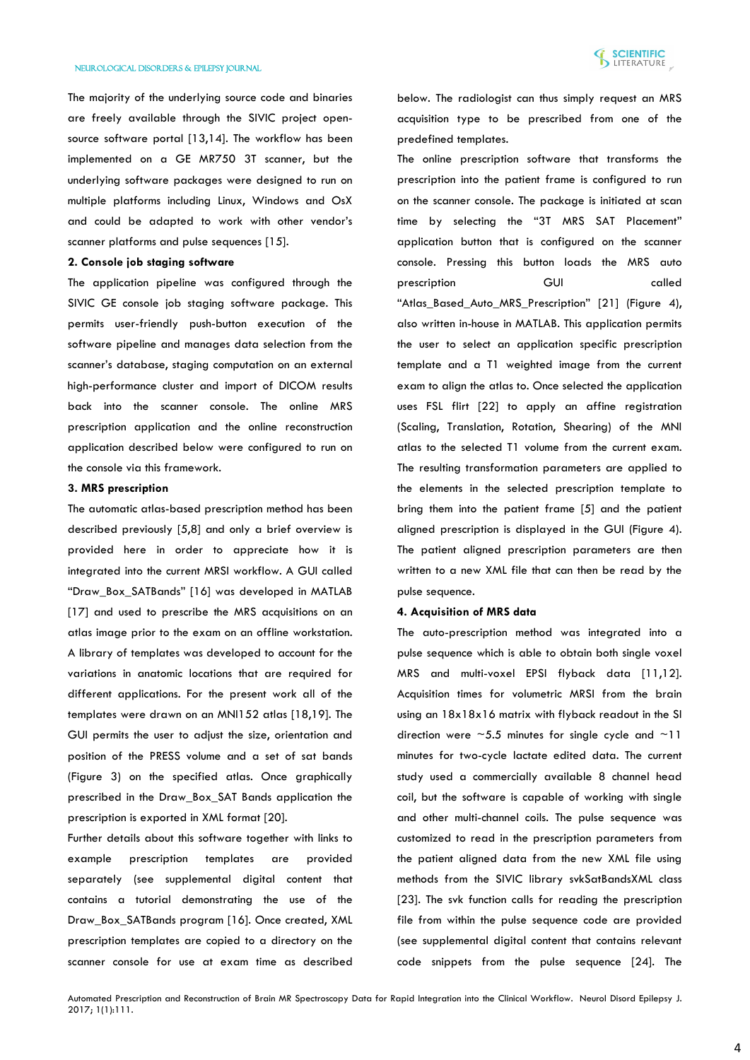The majority of the underlying source code and binaries are freely available through the SIVIC project open-source software portal [13,14]. The workflow has been implemented on a GE MR750 3T scanner, but the underlying software packages were designed to run on multiple platforms including Linux, Windows and OsX and could be adapted to work with other vendor's scanner platforms and pulse sequences [15].

**2. Console job staging software**

The application pipeline was configured through the SIVIC GE console job staging software package. This permits user-friendly push-button execution of the software pipeline and manages data selection from the scanner's database, staging computation on an external high-performance cluster and import of DICOM results back into the scanner console. The online MRS prescription application and the online reconstruction application described below were configured to run on the console via this framework.

**3. MRS prescription**

The automatic atlas-based prescription method has been described previously [5,8] and only a brief overview is provided here in order to appreciate how it is integrated into the current MRSI workflow. A GUI called "Draw_Box_SATBands" [16] was developed in MATLAB [17] and used to prescribe the MRS acquisitions on an atlas image prior to the exam on an offline workstation. A library of templates was developed to account for the variations in anatomic locations that are required for different applications. For the present work all of the templates were drawn on an MNI152 atlas [18,19]. The GUI permits the user to adjust the size, orientation and position of the PRESS volume and a set of sat bands (Figure 3) on the specified atlas. Once graphically prescribed in the Draw_Box_SAT Bands application the prescription is exported in XML format [20].

Further details about this software together with links to example prescription templates are provided separately (see supplemental digital content that contains a tutorial demonstrating the use of the Draw_Box_SATBands program [16]. Once created, XML prescription templates are copied to a directory on the scanner console for use at exam time as described below. The radiologist can thus simply request an MRS acquisition type to be prescribed from one of the predefined templates.

The online prescription software that transforms the prescription into the patient frame is configured to run on the scanner console. The package is initiated at scan time by selecting the "3T MRS SAT Placement" application button that is configured on the scanner console. Pressing this button loads the MRS auto prescription GUI called "Atlas_Based_Auto_MRS_Prescription" [21] (Figure 4), also written in-house in MATLAB. This application permits the user to select an application specific prescription template and a T1 weighted image from the current exam to align the atlas to. Once selected the application uses FSL flirt [22] to apply an affine registration (Scaling, Translation, Rotation, Shearing) of the MNI atlas to the selected T1 volume from the current exam. The resulting transformation parameters are applied to the elements in the selected prescription template to bring them into the patient frame [5] and the patient aligned prescription is displayed in the GUI (Figure 4). The patient aligned prescription parameters are then written to a new XML file that can then be read by the pulse sequence.

**4. Acquisition of MRS data**

The auto-prescription method was integrated into a pulse sequence which is able to obtain both single voxel MRS and multi-voxel EPSI flyback data [11,12]. Acquisition times for volumetric MRSI from the brain using an 18x18x16 matrix with flyback readout in the SI direction were ~5.5 minutes for single cycle and ~11 minutes for two-cycle lactate edited data. The current study used a commercially available 8 channel head coil, but the software is capable of working with single and other multi-channel coils. The pulse sequence was customized to read in the prescription parameters from the patient aligned data from the new XML file using methods from the SIVIC library svkSatBandsXML class [23]. The svk function calls for reading the prescription file from within the pulse sequence code are provided (see supplemental digital content that contains relevant code snippets from the pulse sequence [24]. The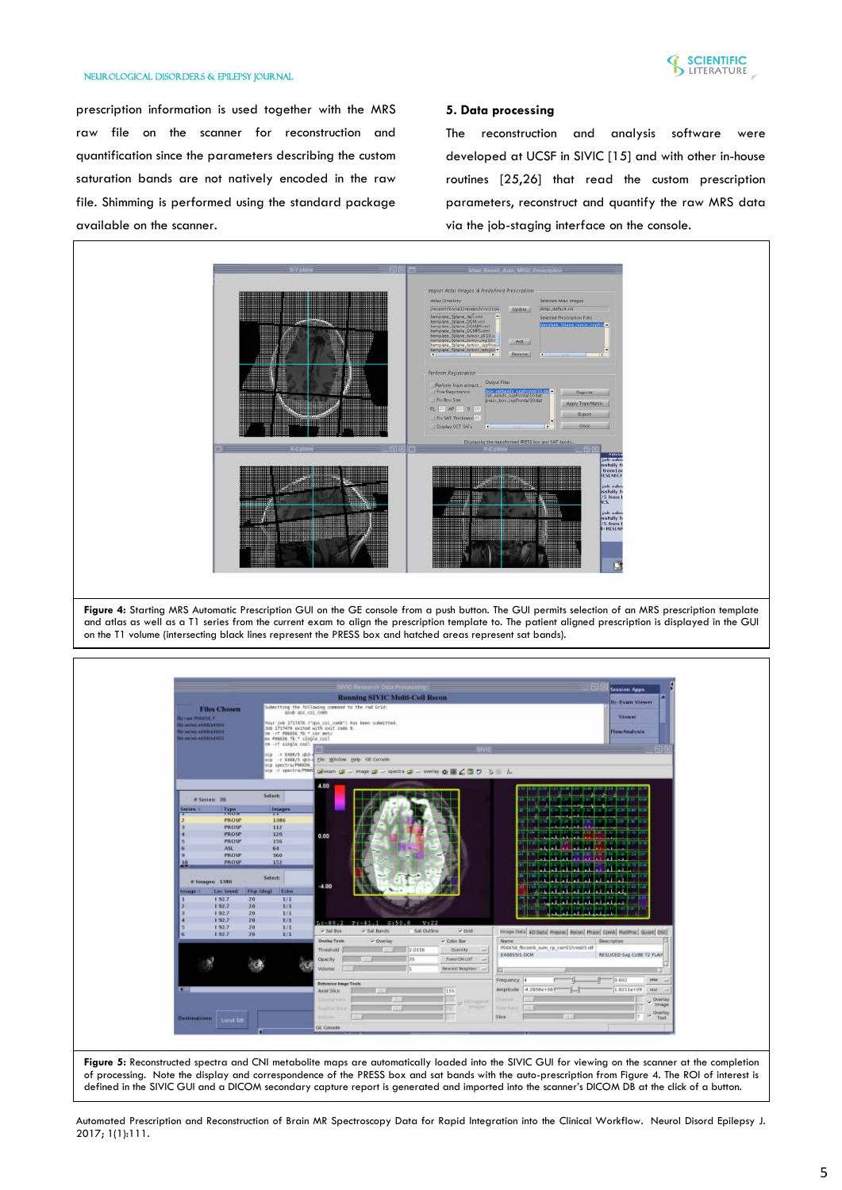prescription information is used together with the MRS raw file on the scanner for reconstruction and quantification since the parameters describing the custom saturation bands are not natively encoded in the raw file. Shimming is performed using the standard package available on the scanner.

## 5. Data processing

The reconstruction and analysis software were developed at UCSF in SIVIC [15] and with other in-house routines [25,26] that read the custom prescription parameters, reconstruct and quantify the raw MRS data via the job-staging interface on the console.

**Figure 4:** Starting MRS Automatic Prescription GUI on the GE console from a push button. The GUI permits selection of an MRS prescription template and atlas as well as a T1 series from the current exam to align the prescription template to. The patient aligned prescription is displayed in the GUI on the T1 volume (intersecting black lines represent the PRESS box and hatched areas represent sat bands).

**Figure 5:** Reconstructed spectra and CNI metabolite maps are automatically loaded into the SIVIC GUI for viewing on the scanner at the completion of processing. Note the display and correspondence of the PRESS box and sat bands with the auto-prescription from Figure 4. The ROI of interest is defined in the SIVIC GUI and a DICOM secondary capture report is generated and imported into the scanner's DICOM DB at the click of a button.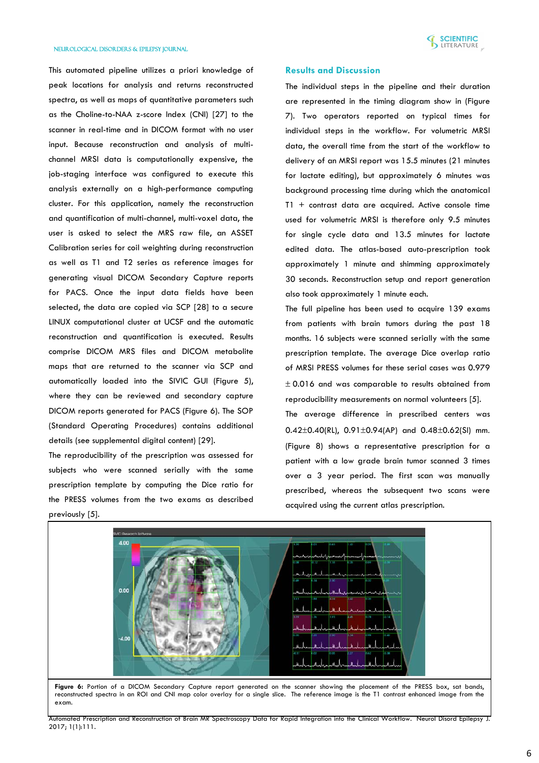This automated pipeline utilizes a priori knowledge of peak locations for analysis and returns reconstructed spectra, as well as maps of quantitative parameters such as the Choline-to-NAA z-score Index (CNI) [27] to the scanner in real-time and in DICOM format with no user input. Because reconstruction and analysis of multi-channel MRSI data is computationally expensive, the job-staging interface was configured to execute this analysis externally on a high-performance computing cluster. For this application, namely the reconstruction and quantification of multi-channel, multi-voxel data, the user is asked to select the MRS raw file, an ASSET Calibration series for coil weighting during reconstruction as well as T1 and T2 series as reference images for generating visual DICOM Secondary Capture reports for PACS. Once the input data fields have been selected, the data are copied via SCP [28] to a secure LINUX computational cluster at UCSF and the automatic reconstruction and quantification is executed. Results comprise DICOM MRS files and DICOM metabolite maps that are returned to the scanner via SCP and automatically loaded into the SIVIC GUI (Figure 5), where they can be reviewed and secondary capture DICOM reports generated for PACS (Figure 6). The SOP (Standard Operating Procedures) contains additional details (see supplemental digital content) [29].

The reproducibility of the prescription was assessed for subjects who were scanned serially with the same prescription template by computing the Dice ratio for the PRESS volumes from the two exams as described previously [5].

## Results and Discussion

The individual steps in the pipeline and their duration are represented in the timing diagram show in (Figure 7). Two operators reported on typical times for individual steps in the workflow. For volumetric MRSI data, the overall time from the start of the workflow to delivery of an MRSI report was 15.5 minutes (21 minutes for lactate editing), but approximately 6 minutes was background processing time during which the anatomical T1 + contrast data are acquired. Active console time used for volumetric MRSI is therefore only 9.5 minutes for single cycle data and 13.5 minutes for lactate edited data. The atlas-based auto-prescription took approximately 1 minute and shimming approximately 30 seconds. Reconstruction setup and report generation also took approximately 1 minute each.

The full pipeline has been used to acquire 139 exams from patients with brain tumors during the past 18 months. 16 subjects were scanned serially with the same prescription template. The average Dice overlap ratio of MRSI PRESS volumes for these serial cases was 0.979 ± 0.016 and was comparable to results obtained from reproducibility measurements on normal volunteers [5].

The average difference in prescribed centers was 0.42±0.40(RL), 0.91±0.94(AP) and 0.48±0.62(SI) mm. (Figure 8) shows a representative prescription for a patient with a low grade brain tumor scanned 3 times over a 3 year period. The first scan was manually prescribed, whereas the subsequent two scans were acquired using the current atlas prescription.

**Figure 6:** Portion of a DICOM Secondary Capture report generated on the scanner showing the placement of the PRESS box, sat bands, reconstructed spectra in an ROI and CNI map color overlay for a single slice. The reference image is the T1 contrast enhanced image from the exam.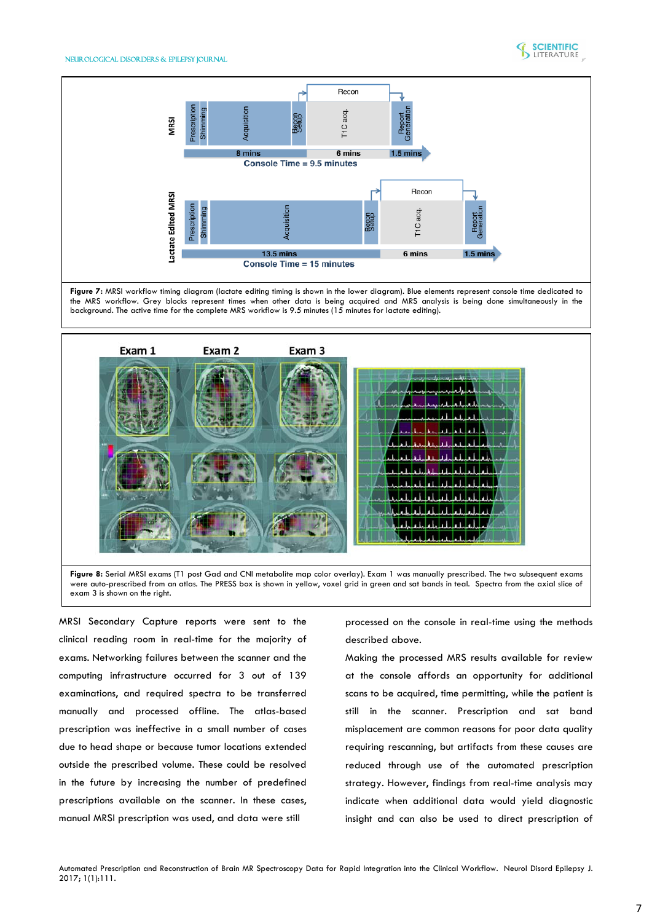**Figure 7:** MRSI workflow timing diagram (lactate editing timing is shown in the lower diagram). Blue elements represent console time dedicated to the MRS workflow. Grey blocks represent times when other data is being acquired and MRS analysis is being done simultaneously in the background. The active time for the complete MRS workflow is 9.5 minutes (15 minutes for lactate editing).

**Figure 8:** Serial MRSI exams (T1 post Gad and CNI metabolite map color overlay). Exam 1 was manually prescribed. The two subsequent exams were auto-prescribed from an atlas. The PRESS box is shown in yellow, voxel grid in green and sat bands in teal. Spectra from the axial slice of exam 3 is shown on the right.

MRSI Secondary Capture reports were sent to the clinical reading room in real-time for the majority of exams. Networking failures between the scanner and the computing infrastructure occurred for 3 out of 139 examinations, and required spectra to be transferred manually and processed offline. The atlas-based prescription was ineffective in a small number of cases due to head shape or because tumor locations extended outside the prescribed volume. These could be resolved in the future by increasing the number of predefined prescriptions available on the scanner. In these cases, manual MRSI prescription was used, and data were still processed on the console in real-time using the methods described above.

Making the processed MRS results available for review at the console affords an opportunity for additional scans to be acquired, time permitting, while the patient is still in the scanner. Prescription and sat band misplacement are common reasons for poor data quality requiring rescanning, but artifacts from these causes are reduced through use of the automated prescription strategy. However, findings from real-time analysis may indicate when additional data would yield diagnostic insight and can also be used to direct prescription of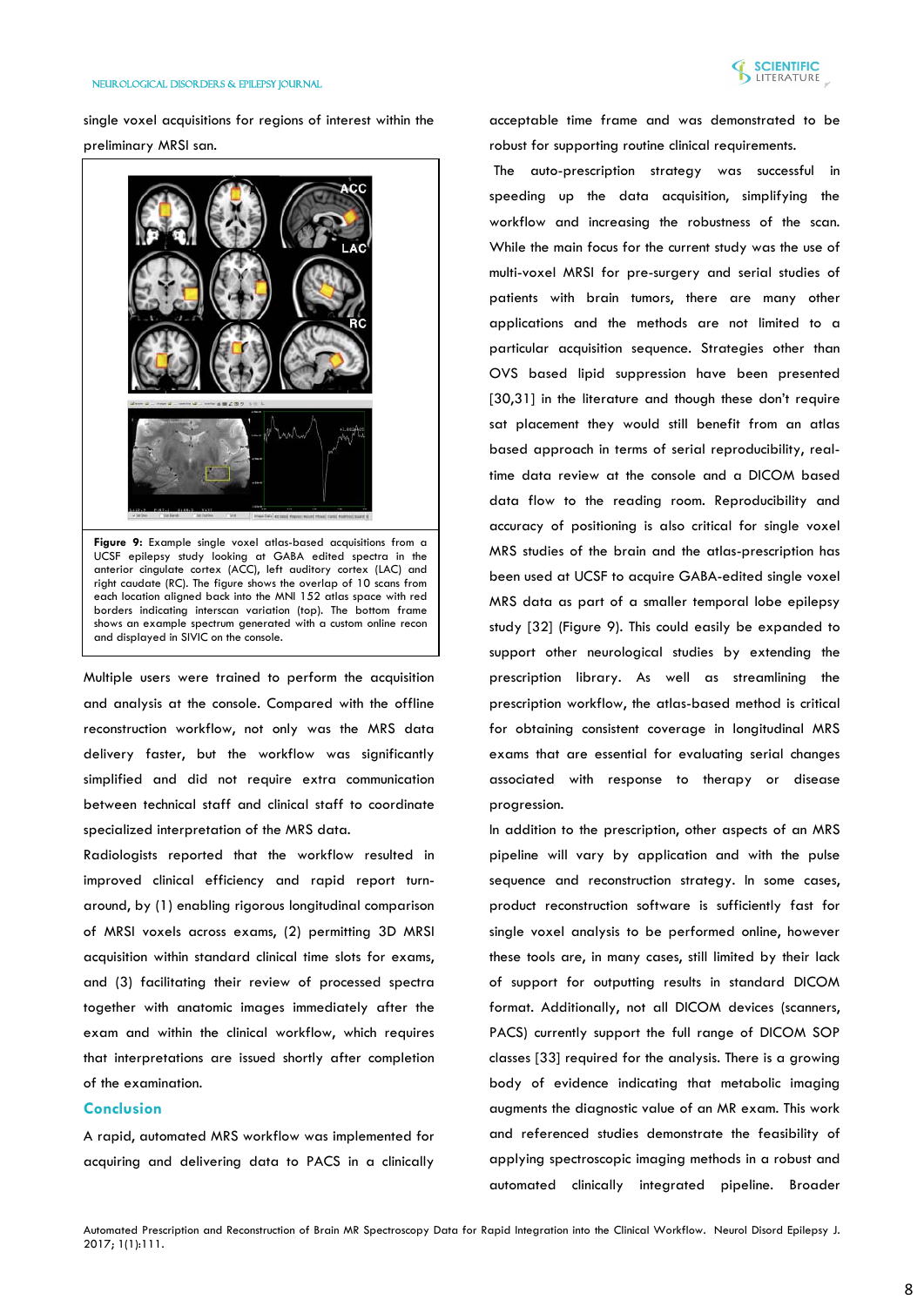single voxel acquisitions for regions of interest within the preliminary MRSI san.

**Figure 9:** Example single voxel atlas-based acquisitions from a UCSF epilepsy study looking at GABA edited spectra in the anterior cingulate cortex (ACC), left auditory cortex (LAC) and right caudate (RC). The figure shows the overlap of 10 scans from each location aligned back into the MNI 152 atlas space with red borders indicating interscan variation (top). The bottom frame shows an example spectrum generated with a custom online recon and displayed in SIVIC on the console.

Multiple users were trained to perform the acquisition and analysis at the console. Compared with the offline reconstruction workflow, not only was the MRS data delivery faster, but the workflow was significantly simplified and did not require extra communication between technical staff and clinical staff to coordinate specialized interpretation of the MRS data.

Radiologists reported that the workflow resulted in improved clinical efficiency and rapid report turn-around, by (1) enabling rigorous longitudinal comparison of MRSI voxels across exams, (2) permitting 3D MRSI acquisition within standard clinical time slots for exams, and (3) facilitating their review of processed spectra together with anatomic images immediately after the exam and within the clinical workflow, which requires that interpretations are issued shortly after completion of the examination.

## Conclusion

A rapid, automated MRS workflow was implemented for acquiring and delivering data to PACS in a clinically acceptable time frame and was demonstrated to be robust for supporting routine clinical requirements.

The auto-prescription strategy was successful in speeding up the data acquisition, simplifying the workflow and increasing the robustness of the scan. While the main focus for the current study was the use of multi-voxel MRSI for pre-surgery and serial studies of patients with brain tumors, there are many other applications and the methods are not limited to a particular acquisition sequence. Strategies other than OVS based lipid suppression have been presented [30,31] in the literature and though these don't require sat placement they would still benefit from an atlas based approach in terms of serial reproducibility, real-time data review at the console and a DICOM based data flow to the reading room. Reproducibility and accuracy of positioning is also critical for single voxel MRS studies of the brain and the atlas-prescription has been used at UCSF to acquire GABA-edited single voxel MRS data as part of a smaller temporal lobe epilepsy study [32] (Figure 9). This could easily be expanded to support other neurological studies by extending the prescription library. As well as streamlining the prescription workflow, the atlas-based method is critical for obtaining consistent coverage in longitudinal MRS exams that are essential for evaluating serial changes associated with response to therapy or disease progression.

In addition to the prescription, other aspects of an MRS pipeline will vary by application and with the pulse sequence and reconstruction strategy. In some cases, product reconstruction software is sufficiently fast for single voxel analysis to be performed online, however these tools are, in many cases, still limited by their lack of support for outputting results in standard DICOM format. Additionally, not all DICOM devices (scanners, PACS) currently support the full range of DICOM SOP classes [33] required for the analysis. There is a growing body of evidence indicating that metabolic imaging augments the diagnostic value of an MR exam. This work and referenced studies demonstrate the feasibility of applying spectroscopic imaging methods in a robust and automated clinically integrated pipeline. Broader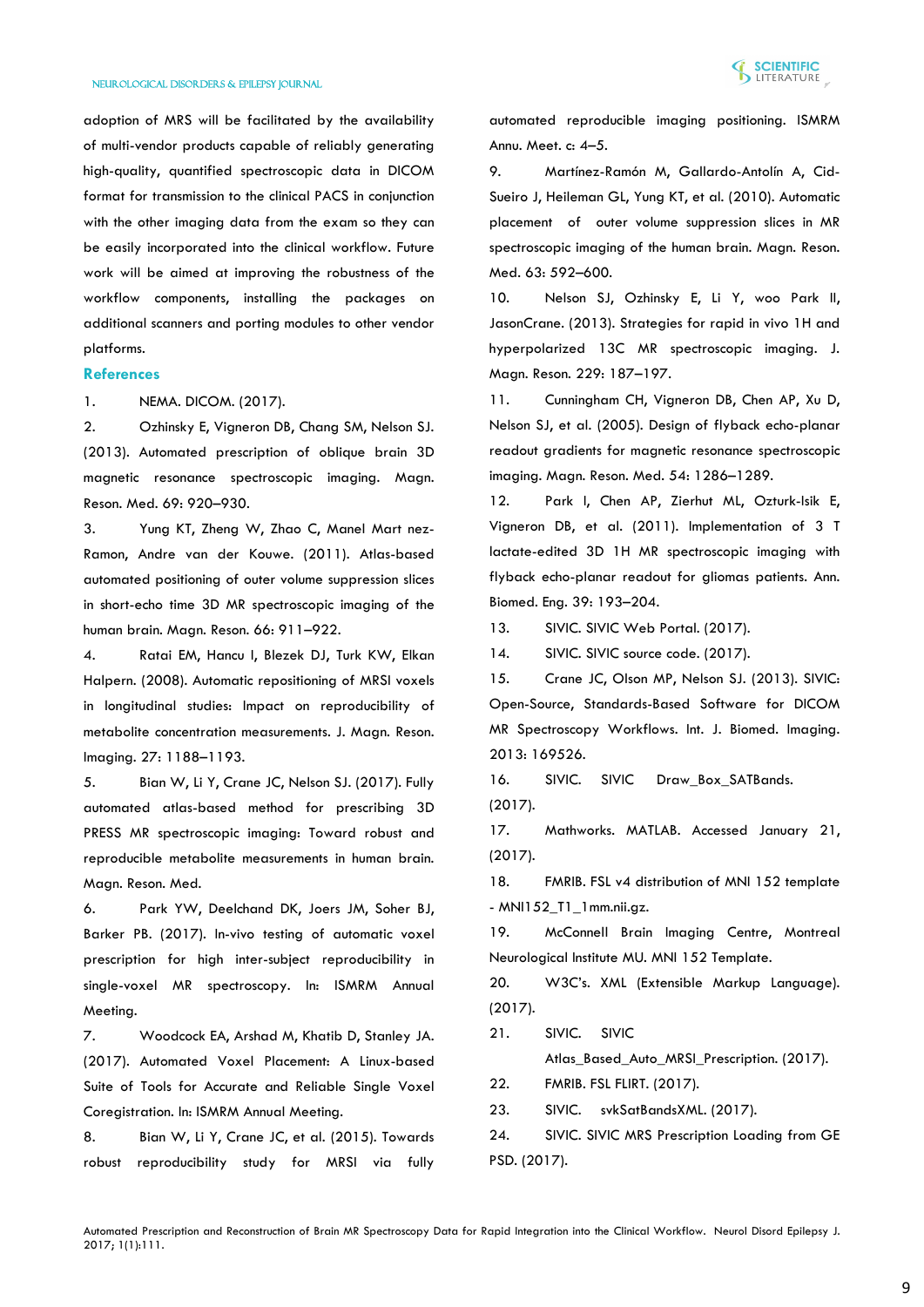adoption of MRS will be facilitated by the availability of multi-vendor products capable of reliably generating high-quality, quantified spectroscopic data in DICOM format for transmission to the clinical PACS in conjunction with the other imaging data from the exam so they can be easily incorporated into the clinical workflow. Future work will be aimed at improving the robustness of the workflow components, installing the packages on additional scanners and porting modules to other vendor platforms.

## References

1. NEMA. DICOM. (2017).
2. Ozhinsky E, Vigneron DB, Chang SM, Nelson SJ. (2013). Automated prescription of oblique brain 3D magnetic resonance spectroscopic imaging. Magn. Reson. Med. 69: 920–930.
3. Yung KT, Zheng W, Zhao C, Manel Mart nez-Ramon, Andre van der Kouwe. (2011). Atlas-based automated positioning of outer volume suppression slices in short-echo time 3D MR spectroscopic imaging of the human brain. Magn. Reson. 66: 911–922.
4. Ratai EM, Hancu I, Blezek DJ, Turk KW, Elkan Halpern. (2008). Automatic repositioning of MRSI voxels in longitudinal studies: Impact on reproducibility of metabolite concentration measurements. J. Magn. Reson. Imaging. 27: 1188–1193.
5. Bian W, Li Y, Crane JC, Nelson SJ. (2017). Fully automated atlas-based method for prescribing 3D PRESS MR spectroscopic imaging: Toward robust and reproducible metabolite measurements in human brain. Magn. Reson. Med.
6. Park YW, Deelchand DK, Joers JM, Soher BJ, Barker PB. (2017). In-vivo testing of automatic voxel prescription for high inter-subject reproducibility in single-voxel MR spectroscopy. In: ISMRM Annual Meeting.
7. Woodcock EA, Arshad M, Khatib D, Stanley JA. (2017). Automated Voxel Placement: A Linux-based Suite of Tools for Accurate and Reliable Single Voxel Coregistration. In: ISMRM Annual Meeting.
8. Bian W, Li Y, Crane JC, et al. (2015). Towards robust reproducibility study for MRSI via fully automated reproducible imaging positioning. ISMRM Annu. Meet. c: 4–5.
9. Martínez-Ramón M, Gallardo-Antolín A, Cid-Sueiro J, Heileman GL, Yung KT, et al. (2010). Automatic placement of outer volume suppression slices in MR spectroscopic imaging of the human brain. Magn. Reson. Med. 63: 592–600.
10. Nelson SJ, Ozhinsky E, Li Y, woo Park II, JasonCrane. (2013). Strategies for rapid in vivo 1H and hyperpolarized 13C MR spectroscopic imaging. J. Magn. Reson. 229: 187–197.
11. Cunningham CH, Vigneron DB, Chen AP, Xu D, Nelson SJ, et al. (2005). Design of flyback echo-planar readout gradients for magnetic resonance spectroscopic imaging. Magn. Reson. Med. 54: 1286–1289.
12. Park I, Chen AP, Zierhut ML, Ozturk-Isik E, Vigneron DB, et al. (2011). Implementation of 3 T lactate-edited 3D 1H MR spectroscopic imaging with flyback echo-planar readout for gliomas patients. Ann. Biomed. Eng. 39: 193–204.
13. SIVIC. SIVIC Web Portal. (2017).
14. SIVIC. SIVIC source code. (2017).
15. Crane JC, Olson MP, Nelson SJ. (2013). SIVIC: Open-Source, Standards-Based Software for DICOM MR Spectroscopy Workflows. Int. J. Biomed. Imaging. 2013: 169526.
16. SIVIC. SIVIC Draw_Box_SATBands. (2017).
17. Mathworks. MATLAB. Accessed January 21, (2017).
18. FMRIB. FSL v4 distribution of MNI 152 template - MNI152_T1_1mm.nii.gz.
19. McConnell Brain Imaging Centre, Montreal Neurological Institute MU. MNI 152 Template.
20. W3C's. XML (Extensible Markup Language). (2017).
21. SIVIC. SIVIC Atlas_Based_Auto_MRSI_Prescription. (2017).
22. FMRIB. FSL FLIRT. (2017).
23. SIVIC. svkSatBandsXML. (2017).
24. SIVIC. SIVIC MRS Prescription Loading from GE PSD. (2017).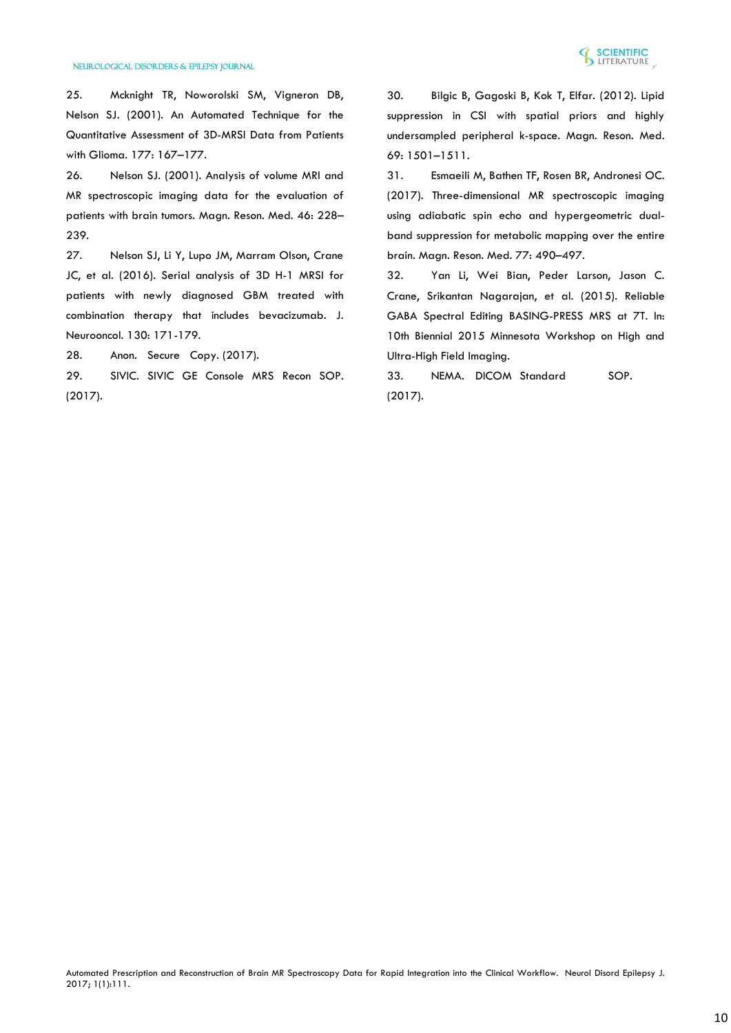25. Mcknight TR, Noworolski SM, Vigneron DB, Nelson SJ. (2001). An Automated Technique for the Quantitative Assessment of 3D-MRSI Data from Patients with Glioma. 177: 167–177.

26. Nelson SJ. (2001). Analysis of volume MRI and MR spectroscopic imaging data for the evaluation of patients with brain tumors. Magn. Reson. Med. 46: 228–239.

27. Nelson SJ, Li Y, Lupo JM, Marram Olson, Crane JC, et al. (2016). Serial analysis of 3D H-1 MRSI for patients with newly diagnosed GBM treated with combination therapy that includes bevacizumab. J. Neurooncol. 130: 171-179.

28. Anon. Secure Copy. (2017).

29. SIVIC. SIVIC GE Console MRS Recon SOP. (2017).

30. Bilgic B, Gagoski B, Kok T, Elfar. (2012). Lipid suppression in CSI with spatial priors and highly undersampled peripheral k-space. Magn. Reson. Med. 69: 1501–1511.

31. Esmaeili M, Bathen TF, Rosen BR, Andronesi OC. (2017). Three-dimensional MR spectroscopic imaging using adiabatic spin echo and hypergeometric dual-band suppression for metabolic mapping over the entire brain. Magn. Reson. Med. 77: 490–497.

32. Yan Li, Wei Bian, Peder Larson, Jason C. Crane, Srikantan Nagarajan, et al. (2015). Reliable GABA Spectral Editing BASING-PRESS MRS at 7T. In: 10th Biennial 2015 Minnesota Workshop on High and Ultra-High Field Imaging.

33. NEMA. DICOM Standard SOP. (2017).